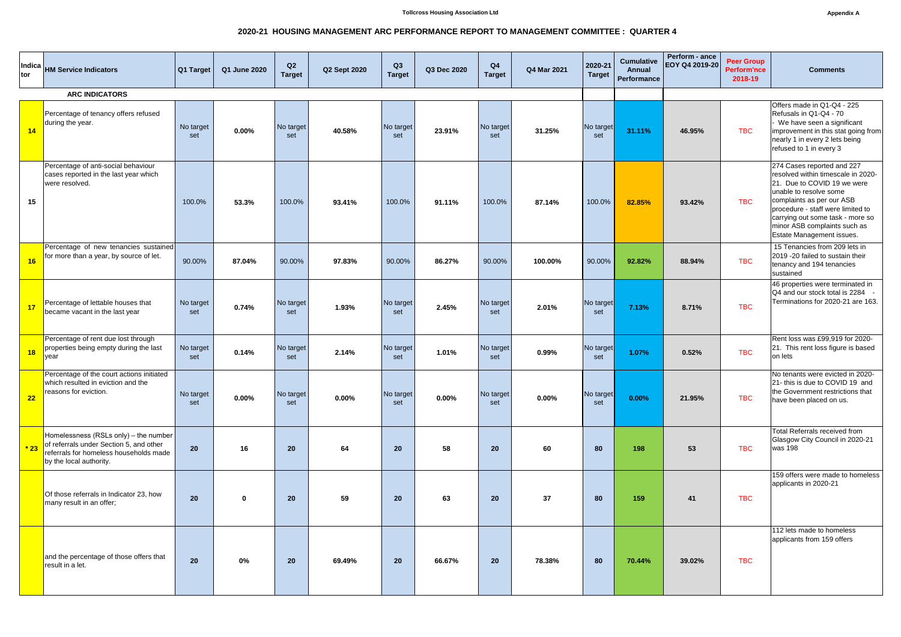Tollcross Housing Association Ltd

Appendix A

## 2020-21 HOUSING MANAGEMENT ARC PERFORMANCE REPORT TO MANAGEMENT COMMITTEE : QUARTER 4

| Indicator | HM Service Indicators | Q1 Target | Q1 June 2020 | Q2 Target | Q2 Sept 2020 | Q3 Target | Q3 Dec 2020 | Q4 Target | Q4 Mar 2021 | 2020-21 Target | Cumulative Annual Performance | Perform - ance EOY Q4 2019-20 | Peer Group Perform'nce 2018-19 | Comments |
|---|---|---|---|---|---|---|---|---|---|---|---|---|---|---|
| | **ARC INDICATORS** | | | | | | | | | | | | | |
| **14** | Percentage of tenancy offers refused during the year. | No target set | **0.00%** | No target set | **40.58%** | No target set | **23.91%** | No target set | **31.25%** | No target set | **31.11%** | **46.95%** | TBC | Offers made in Q1-Q4 - 225 Refusals in Q1-Q4 - 70 - We have seen a significant improvement in this stat going from nearly 1 in every 2 lets being refused to 1 in every 3 |
| **15** | Percentage of anti-social behaviour cases reported in the last year which were resolved. | 100.0% | **53.3%** | 100.0% | **93.41%** | 100.0% | **91.11%** | 100.0% | **87.14%** | 100.0% | **82.85%** | **93.42%** | TBC | 274 Cases reported and 227 resolved within timescale in 2020-21. Due to COVID 19 we were unable to resolve some complaints as per our ASB procedure - staff were limited to carrying out some task - more so minor ASB complaints such as Estate Management issues. |
| **16** | Percentage of new tenancies sustained for more than a year, by source of let. | 90.00% | **87.04%** | 90.00% | **97.83%** | 90.00% | **86.27%** | 90.00% | **100.00%** | 90.00% | **92.82%** | **88.94%** | TBC | 15 Tenancies from 209 lets in 2019 -20 failed to sustain their tenancy and 194 tenancies sustained |
| **17** | Percentage of lettable houses that became vacant in the last year | No target set | **0.74%** | No target set | **1.93%** | No target set | **2.45%** | No target set | **2.01%** | No target set | **7.13%** | **8.71%** | TBC | 46 properties were terminated in Q4 and our stock total is 2284 - Terminations for 2020-21 are 163. |
| **18** | Percentage of rent due lost through properties being empty during the last year | No target set | **0.14%** | No target set | **2.14%** | No target set | **1.01%** | No target set | **0.99%** | No target set | **1.07%** | **0.52%** | TBC | Rent loss was £99,919 for 2020-21. This rent loss figure is based on lets |
| **22** | Percentage of the court actions initiated which resulted in eviction and the reasons for eviction. | No target set | **0.00%** | No target set | **0.00%** | No target set | **0.00%** | No target set | **0.00%** | No target set | **0.00%** | **21.95%** | TBC | No tenants were evicted in 2020-21- this is due to COVID 19 and the Government restrictions that have been placed on us. |
| ***23** | Homelessness (RSLs only) – the number of referrals under Section 5, and other referrals for homeless households made by the local authority. | **20** | **16** | **20** | **64** | **20** | **58** | **20** | **60** | **80** | **198** | **53** | TBC | Total Referrals received from Glasgow City Council in 2020-21 was 198 |
| | Of those referrals in Indicator 23, how many result in an offer; | **20** | **0** | **20** | **59** | **20** | **63** | **20** | **37** | **80** | **159** | **41** | TBC | 159 offers were made to homeless applicants in 2020-21 |
| | and the percentage of those offers that result in a let. | **20** | **0%** | **20** | **69.49%** | **20** | **66.67%** | **20** | **78.38%** | **80** | **70.44%** | **39.02%** | TBC | 112 lets made to homeless applicants from 159 offers |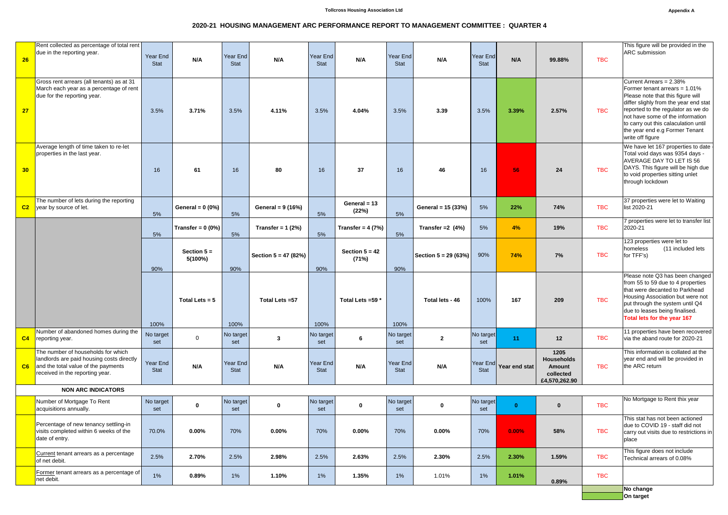**Tollcross Housing Association Ltd**

**Appendix A**

## 2020-21 HOUSING MANAGEMENT ARC PERFORMANCE REPORT TO MANAGEMENT COMMITTEE : QUARTER 4

| | | | | | | | | | | | | | | |
|---|---|---|---|---|---|---|---|---|---|---|---|---|---|---|
| 26 | Rent collected as percentage of total rent due in the reporting year. | Year End Stat | N/A | Year End Stat | N/A | Year End Stat | N/A | Year End Stat | N/A | Year End Stat | N/A | 99.88% | TBC | This figure will be provided in the ARC submission |
| 27 | Gross rent arrears (all tenants) as at 31 March each year as a percentage of rent due for the reporting year. | 3.5% | 3.71% | 3.5% | 4.11% | 3.5% | 4.04% | 3.5% | 3.39 | 3.5% | 3.39% | 2.57% | TBC | Current Arrears = 2.38% Former tenant arrears = 1.01% Please note that this figure will differ slighly from the year end stat reported to the regulator as we do not have some of the information to carry out this calaculation until the year end e.g Former Tenant write off figure |
| 30 | Average length of time taken to re-let properties in the last year. | 16 | 61 | 16 | 80 | 16 | 37 | 16 | 46 | 16 | 56 | 24 | TBC | We have let 167 properties to date - Total void days was 9354 days - AVERAGE DAY TO LET IS 56 DAYS. This figure will be high due to void properties sitting unlet through lockdown |
| C2 | The number of lets during the reporting year by source of let. | 5% | General = 0 (0%) | 5% | General = 9 (16%) | 5% | General = 13 (22%) | 5% | General = 15 (33%) | 5% | 22% | 74% | TBC | 37 properties were let to Waiting list 2020-21 |
| | | 5% | Transfer = 0 (0%) | 5% | Transfer = 1 (2%) | 5% | Transfer = 4 (7%) | 5% | Transfer =2 (4%) | 5% | 4% | 19% | TBC | 7 properties were let to transfer list 2020-21 |
| | | 90% | Section 5 = 5(100%) | 90% | Section 5 = 47 (82%) | 90% | Section 5 = 42 (71%) | 90% | Section 5 = 29 (63%) | 90% | 74% | 7% | TBC | 123 properties were let to homeless (11 included lets for TFF's) |
| | | 100% | Total Lets = 5 | 100% | Total Lets =57 | 100% | Total Lets =59 * | 100% | Total lets - 46 | 100% | 167 | 209 | TBC | Please note Q3 has been changed from 55 to 59 due to 4 properties that were decanted to Parkhead Housing Association but were not put through the system until Q4 due to leases being finalised. **Total lets for the year 167** |
| C4 | Number of abandoned homes during the reporting year. | No target set | 0 | No target set | 3 | No target set | 6 | No target set | 2 | No target set | 11 | 12 | TBC | 11 properties have been recovered via the aband route for 2020-21 |
| C6 | The number of households for which landlords are paid housing costs directly and the total value of the payments received in the reporting year. | Year End Stat | N/A | Year End Stat | N/A | Year End Stat | N/A | Year End Stat | N/A | Year End Stat | Year end stat | 1205 Households Amount collected £4,570,262.90 | TBC | This information is collated at the year end and will be provided in the ARC return |
| | **NON ARC INDICATORS** | | | | | | | | | | | | | |
| | Number of Mortgage To Rent acquisitions annually. | No target set | 0 | No target set | 0 | No target set | 0 | No target set | 0 | No target set | 0 | 0 | TBC | No Mortgage to Rent thix year |
| | Percentage of new tenancy settling-in visits completed within 6 weeks of the date of entry. | 70.0% | 0.00% | 70% | 0.00% | 70% | 0.00% | 70% | 0.00% | 70% | 0.00% | 58% | TBC | This stat has not been actioned due to COVID 19 - staff did not carry out visits due to restrictions in place |
| | Current tenant arrears as a percentage of net debit. | 2.5% | 2.70% | 2.5% | 2.98% | 2.5% | 2.63% | 2.5% | 2.30% | 2.5% | 2.30% | 1.59% | TBC | This figure does not include Technical arrears of 0.08% |
| | Former tenant arrears as a percentage of net debit. | 1% | 0.89% | 1% | 1.10% | 1% | 1.35% | 1% | 1.01% | 1% | 1.01% | 0.89% | TBC | |

**No change**

**On target**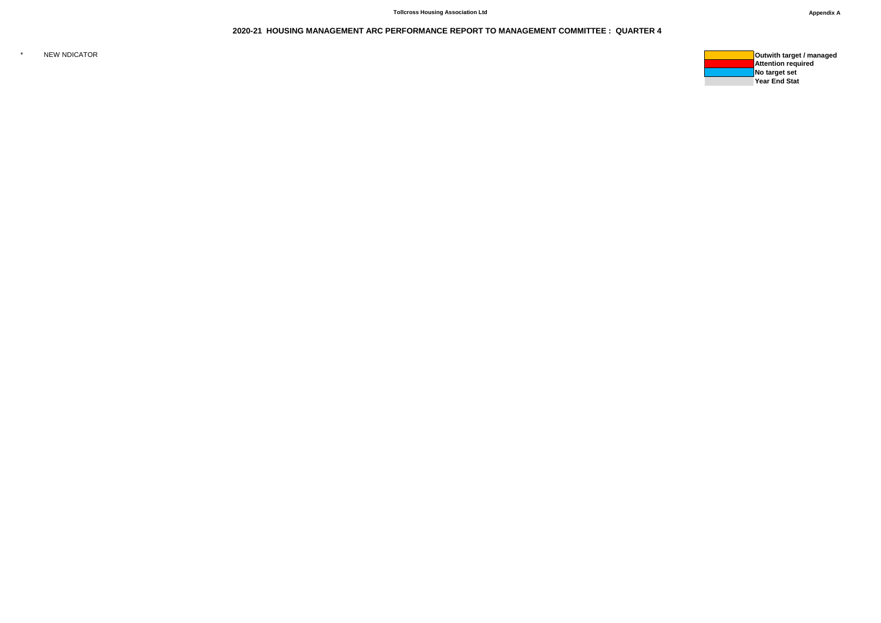# 2020-21 HOUSING MANAGEMENT ARC PERFORMANCE REPORT TO MANAGEMENT COMMITTEE : QUARTER 4

\* NEW NDICATOR

| | |
|---|---|
| | **Outwith target / managed** |
| | **Attention required** |
| | **No target set** |
| | **Year End Stat** |